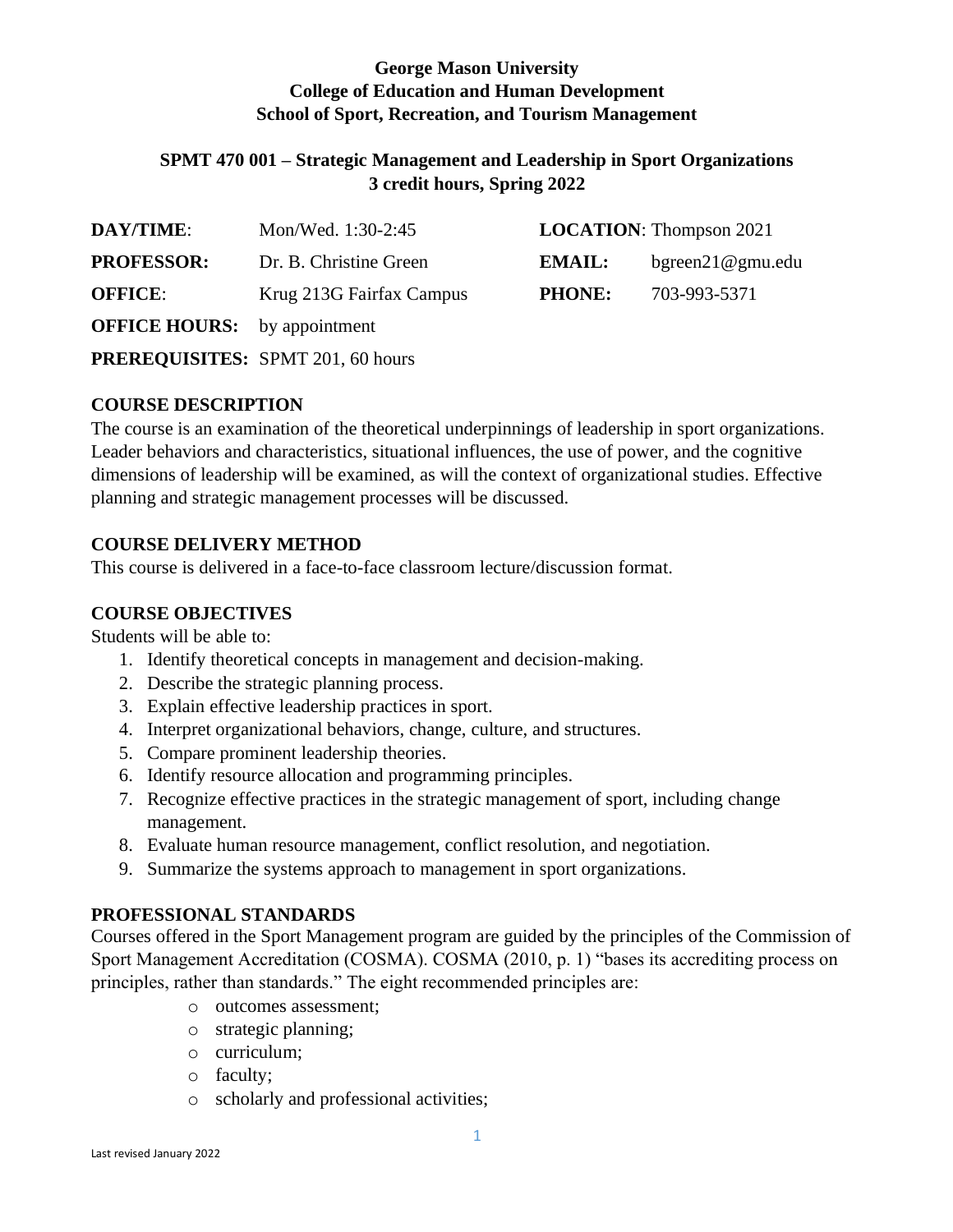**George Mason University**
**College of Education and Human Development**
**School of Sport, Recreation, and Tourism Management**

**SPMT 470 001 – Strategic Management and Leadership in Sport Organizations**
**3 credit hours, Spring 2022**

| | | | |
|---|---|---|---|
| **DAY/TIME**: | Mon/Wed. 1:30-2:45 | **LOCATION**: Thompson 2021 | |
| **PROFESSOR:** | Dr. B. Christine Green | **EMAIL:** | bgreen21@gmu.edu |
| **OFFICE**: | Krug 213G Fairfax Campus | **PHONE:** | 703-993-5371 |
| **OFFICE HOURS:** | by appointment | | |
| **PREREQUISITES:** | SPMT 201, 60 hours | | |

## COURSE DESCRIPTION

The course is an examination of the theoretical underpinnings of leadership in sport organizations. Leader behaviors and characteristics, situational influences, the use of power, and the cognitive dimensions of leadership will be examined, as will the context of organizational studies. Effective planning and strategic management processes will be discussed.

## COURSE DELIVERY METHOD

This course is delivered in a face-to-face classroom lecture/discussion format.

## COURSE OBJECTIVES

Students will be able to:

1. Identify theoretical concepts in management and decision-making.
2. Describe the strategic planning process.
3. Explain effective leadership practices in sport.
4. Interpret organizational behaviors, change, culture, and structures.
5. Compare prominent leadership theories.
6. Identify resource allocation and programming principles.
7. Recognize effective practices in the strategic management of sport, including change management.
8. Evaluate human resource management, conflict resolution, and negotiation.
9. Summarize the systems approach to management in sport organizations.

## PROFESSIONAL STANDARDS

Courses offered in the Sport Management program are guided by the principles of the Commission of Sport Management Accreditation (COSMA). COSMA (2010, p. 1) "bases its accrediting process on principles, rather than standards." The eight recommended principles are:

- outcomes assessment;
- strategic planning;
- curriculum;
- faculty;
- scholarly and professional activities;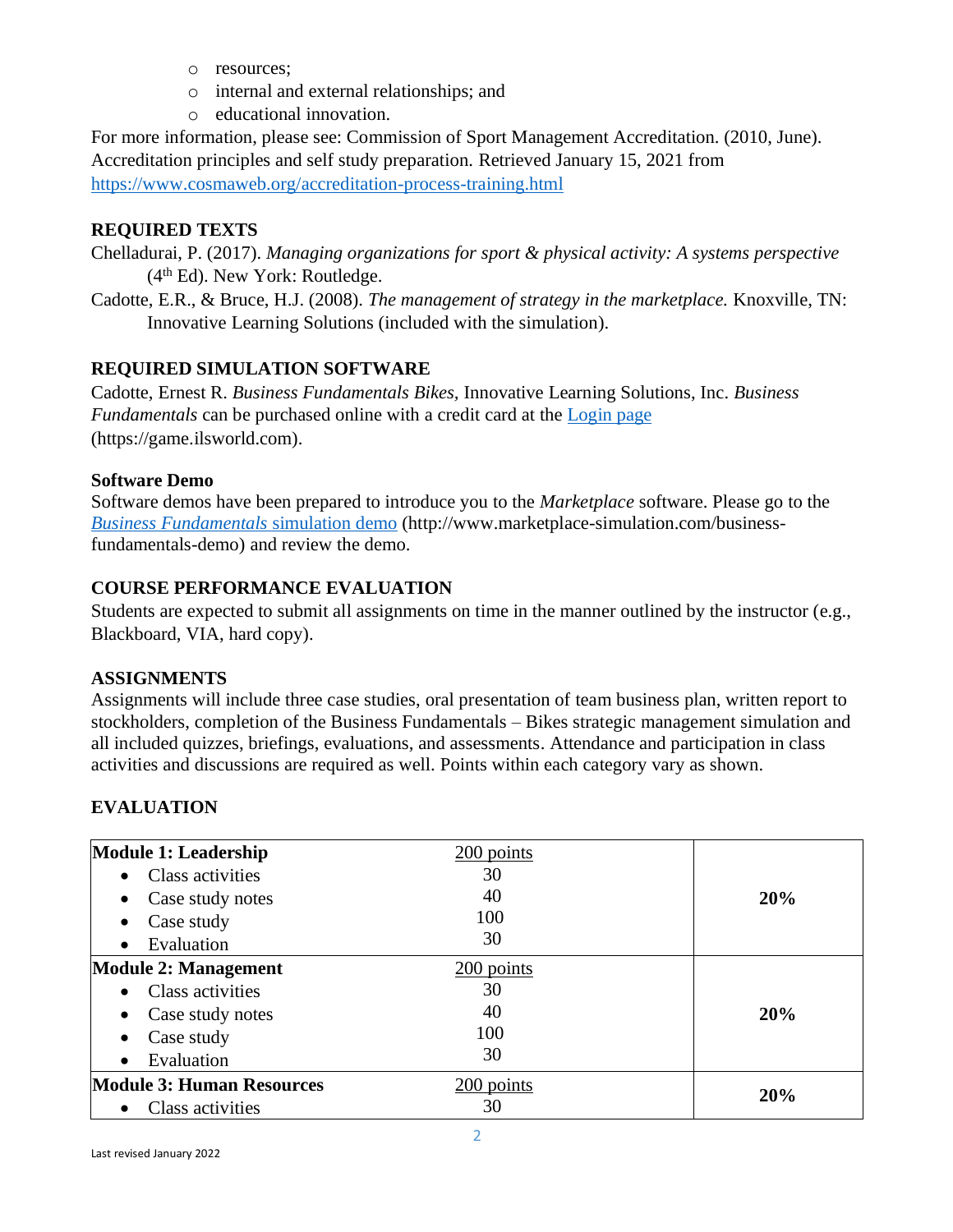- resources;
  - internal and external relationships; and
  - educational innovation.

For more information, please see: Commission of Sport Management Accreditation. (2010, June). Accreditation principles and self study preparation. Retrieved January 15, 2021 from [https://www.cosmaweb.org/accreditation-process-training.html](https://www.cosmaweb.org/accreditation-process-training.html)

## REQUIRED TEXTS

Chelladurai, P. (2017). *Managing organizations for sport & physical activity: A systems perspective* (4th Ed). New York: Routledge.

Cadotte, E.R., & Bruce, H.J. (2008). *The management of strategy in the marketplace.* Knoxville, TN: Innovative Learning Solutions (included with the simulation).

## REQUIRED SIMULATION SOFTWARE

Cadotte, Ernest R. *Business Fundamentals Bikes*, Innovative Learning Solutions, Inc. *Business Fundamentals* can be purchased online with a credit card at the [Login page](https://game.ilsworld.com) (https://game.ilsworld.com).

### Software Demo

Software demos have been prepared to introduce you to the *Marketplace* software. Please go to the [*Business Fundamentals* simulation demo](http://www.marketplace-simulation.com/business-fundamentals-demo) (http://www.marketplace-simulation.com/business-fundamentals-demo) and review the demo.

## COURSE PERFORMANCE EVALUATION

Students are expected to submit all assignments on time in the manner outlined by the instructor (e.g., Blackboard, VIA, hard copy).

## ASSIGNMENTS

Assignments will include three case studies, oral presentation of team business plan, written report to stockholders, completion of the Business Fundamentals – Bikes strategic management simulation and all included quizzes, briefings, evaluations, and assessments. Attendance and participation in class activities and discussions are required as well. Points within each category vary as shown.

## EVALUATION

| | | |
|---|---|---|
| **Module 1: Leadership** | 200 points | **20%** |
| • Class activities | 30 | |
| • Case study notes | 40 | |
| • Case study | 100 | |
| • Evaluation | 30 | |
| **Module 2: Management** | 200 points | **20%** |
| • Class activities | 30 | |
| • Case study notes | 40 | |
| • Case study | 100 | |
| • Evaluation | 30 | |
| **Module 3: Human Resources** | 200 points | **20%** |
| • Class activities | 30 | |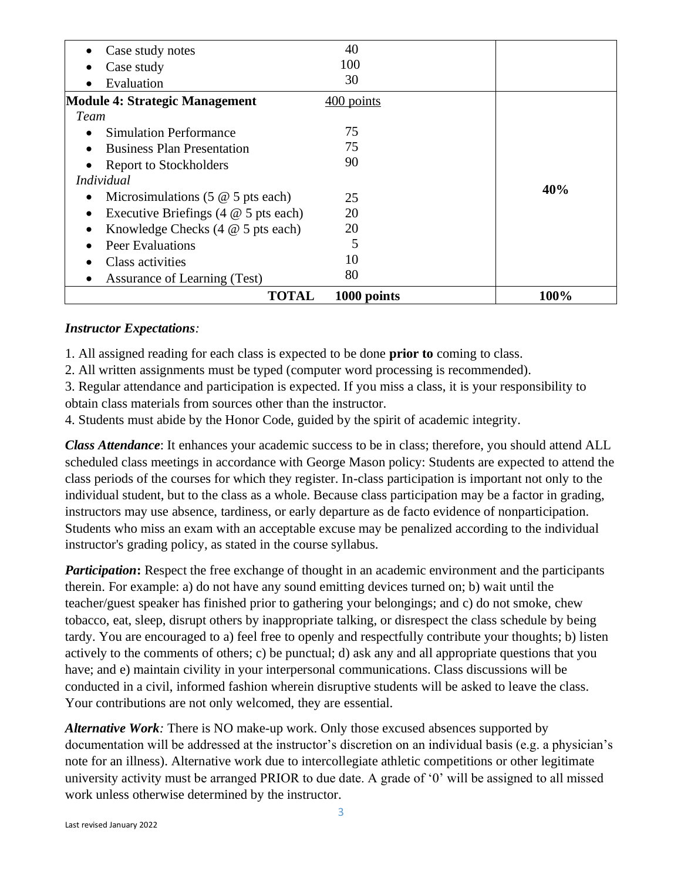| | | |
|---|---|---|
| • Case study notes | 40 | |
| • Case study | 100 | |
| • Evaluation | 30 | |
| **Module 4: Strategic Management** | 400 points | **40%** |
| *Team* | | |
| • Simulation Performance | 75 | |
| • Business Plan Presentation | 75 | |
| • Report to Stockholders | 90 | |
| *Individual* | | |
| • Microsimulations (5 @ 5 pts each) | 25 | |
| • Executive Briefings (4 @ 5 pts each) | 20 | |
| • Knowledge Checks (4 @ 5 pts each) | 20 | |
| • Peer Evaluations | 5 | |
| • Class activities | 10 | |
| • Assurance of Learning (Test) | 80 | |
| **TOTAL** | **1000 points** | **100%** |

***Instructor Expectations**:*

1. All assigned reading for each class is expected to be done **prior to** coming to class.
2. All written assignments must be typed (computer word processing is recommended).
3. Regular attendance and participation is expected. If you miss a class, it is your responsibility to obtain class materials from sources other than the instructor.
4. Students must abide by the Honor Code, guided by the spirit of academic integrity.

***Class Attendance***: It enhances your academic success to be in class; therefore, you should attend ALL scheduled class meetings in accordance with George Mason policy: Students are expected to attend the class periods of the courses for which they register. In-class participation is important not only to the individual student, but to the class as a whole. Because class participation may be a factor in grading, instructors may use absence, tardiness, or early departure as de facto evidence of nonparticipation. Students who miss an exam with an acceptable excuse may be penalized according to the individual instructor's grading policy, as stated in the course syllabus.

***Participation*:** Respect the free exchange of thought in an academic environment and the participants therein. For example: a) do not have any sound emitting devices turned on; b) wait until the teacher/guest speaker has finished prior to gathering your belongings; and c) do not smoke, chew tobacco, eat, sleep, disrupt others by inappropriate talking, or disrespect the class schedule by being tardy. You are encouraged to a) feel free to openly and respectfully contribute your thoughts; b) listen actively to the comments of others; c) be punctual; d) ask any and all appropriate questions that you have; and e) maintain civility in your interpersonal communications. Class discussions will be conducted in a civil, informed fashion wherein disruptive students will be asked to leave the class. Your contributions are not only welcomed, they are essential.

***Alternative Work**:* There is NO make-up work. Only those excused absences supported by documentation will be addressed at the instructor's discretion on an individual basis (e.g. a physician's note for an illness). Alternative work due to intercollegiate athletic competitions or other legitimate university activity must be arranged PRIOR to due date. A grade of '0' will be assigned to all missed work unless otherwise determined by the instructor.

Last revised January 2022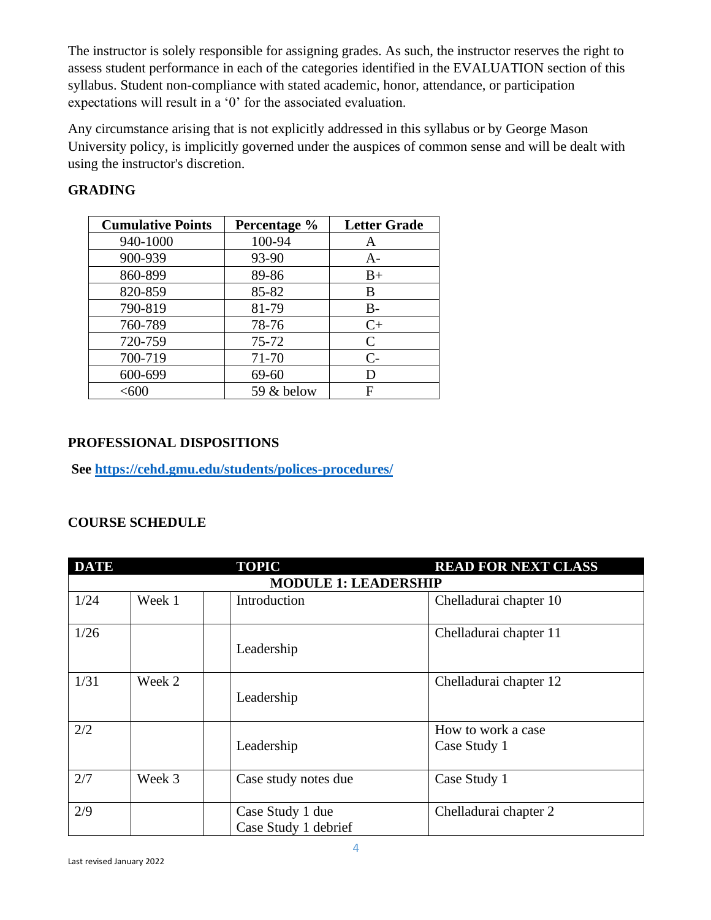The instructor is solely responsible for assigning grades. As such, the instructor reserves the right to assess student performance in each of the categories identified in the EVALUATION section of this syllabus. Student non-compliance with stated academic, honor, attendance, or participation expectations will result in a '0' for the associated evaluation.

Any circumstance arising that is not explicitly addressed in this syllabus or by George Mason University policy, is implicitly governed under the auspices of common sense and will be dealt with using the instructor's discretion.

## GRADING

| Cumulative Points | Percentage % | Letter Grade |
|---|---|---|
| 940-1000 | 100-94 | A |
| 900-939 | 93-90 | A- |
| 860-899 | 89-86 | B+ |
| 820-859 | 85-82 | B |
| 790-819 | 81-79 | B- |
| 760-789 | 78-76 | C+ |
| 720-759 | 75-72 | C |
| 700-719 | 71-70 | C- |
| 600-699 | 69-60 | D |
| <600 | 59 & below | F |

## PROFESSIONAL DISPOSITIONS

**See https://cehd.gmu.edu/students/polices-procedures/**

## COURSE SCHEDULE

| DATE | | | TOPIC | READ FOR NEXT CLASS |
|---|---|---|---|---|
| **MODULE 1: LEADERSHIP** | | | | |
| 1/24 | Week 1 | | Introduction | Chelladurai chapter 10 |
| 1/26 | | | Leadership | Chelladurai chapter 11 |
| 1/31 | Week 2 | | Leadership | Chelladurai chapter 12 |
| 2/2 | | | Leadership | How to work a case<br>Case Study 1 |
| 2/7 | Week 3 | | Case study notes due | Case Study 1 |
| 2/9 | | | Case Study 1 due<br>Case Study 1 debrief | Chelladurai chapter 2 |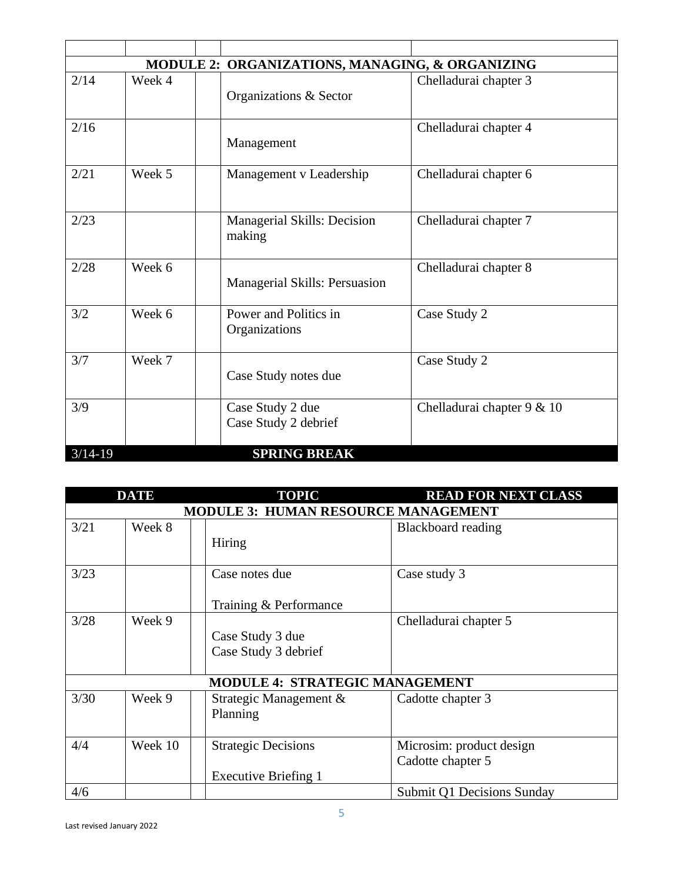| | | | | |
|---|---|---|---|---|
| **MODULE 2: ORGANIZATIONS, MANAGING, & ORGANIZING** | | | | |
| 2/14 | Week 4 | | Organizations & Sector | Chelladurai chapter 3 |
| 2/16 | | | Management | Chelladurai chapter 4 |
| 2/21 | Week 5 | | Management v Leadership | Chelladurai chapter 6 |
| 2/23 | | | Managerial Skills: Decision making | Chelladurai chapter 7 |
| 2/28 | Week 6 | | Managerial Skills: Persuasion | Chelladurai chapter 8 |
| 3/2 | Week 6 | | Power and Politics in Organizations | Case Study 2 |
| 3/7 | Week 7 | | Case Study notes due | Case Study 2 |
| 3/9 | | | Case Study 2 due<br>Case Study 2 debrief | Chelladurai chapter 9 & 10 |
| 3/14-19 | | | **SPRING BREAK** | |

| DATE | | | TOPIC | READ FOR NEXT CLASS |
|---|---|---|---|---|
| **MODULE 3: HUMAN RESOURCE MANAGEMENT** | | | | |
| 3/21 | Week 8 | | Hiring | Blackboard reading |
| 3/23 | | | Case notes due<br><br>Training & Performance | Case study 3 |
| 3/28 | Week 9 | | Case Study 3 due<br>Case Study 3 debrief | Chelladurai chapter 5 |
| **MODULE 4: STRATEGIC MANAGEMENT** | | | | |
| 3/30 | Week 9 | | Strategic Management & Planning | Cadotte chapter 3 |
| 4/4 | Week 10 | | Strategic Decisions<br><br>Executive Briefing 1 | Microsim: product design<br>Cadotte chapter 5 |
| 4/6 | | | | Submit Q1 Decisions Sunday |

Last revised January 2022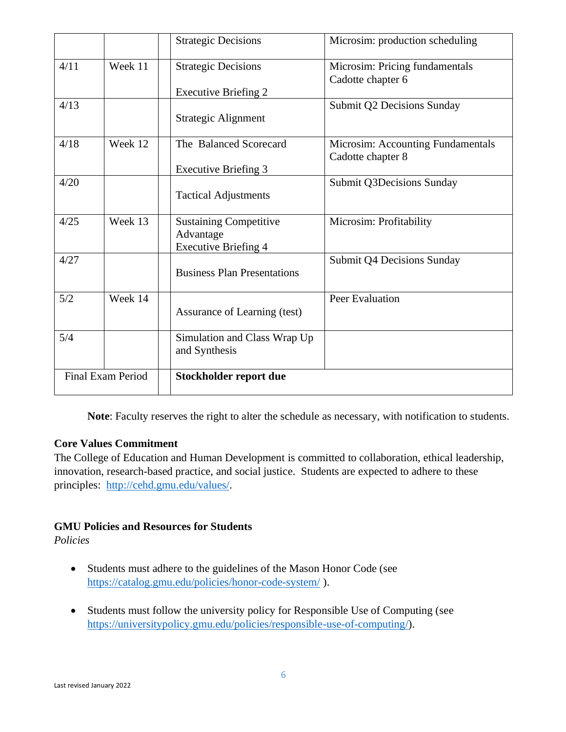| | | | | |
|---|---|---|---|---|
| | | | Strategic Decisions | Microsim: production scheduling |
| 4/11 | Week 11 | | Strategic Decisions<br><br>Executive Briefing 2 | Microsim: Pricing fundamentals<br>Cadotte chapter 6 |
| 4/13 | | | Strategic Alignment | Submit Q2 Decisions Sunday |
| 4/18 | Week 12 | | The Balanced Scorecard<br><br>Executive Briefing 3 | Microsim: Accounting Fundamentals<br>Cadotte chapter 8 |
| 4/20 | | | Tactical Adjustments | Submit Q3Decisions Sunday |
| 4/25 | Week 13 | | Sustaining Competitive Advantage<br>Executive Briefing 4 | Microsim: Profitability |
| 4/27 | | | Business Plan Presentations | Submit Q4 Decisions Sunday |
| 5/2 | Week 14 | | Assurance of Learning (test) | Peer Evaluation |
| 5/4 | | | Simulation and Class Wrap Up and Synthesis | |
| Final Exam Period | | | **Stockholder report due** | |

**Note**: Faculty reserves the right to alter the schedule as necessary, with notification to students.

**Core Values Commitment**

The College of Education and Human Development is committed to collaboration, ethical leadership, innovation, research-based practice, and social justice. Students are expected to adhere to these principles: http://cehd.gmu.edu/values/.

**GMU Policies and Resources for Students**

*Policies*

- Students must adhere to the guidelines of the Mason Honor Code (see https://catalog.gmu.edu/policies/honor-code-system/ ).
- Students must follow the university policy for Responsible Use of Computing (see https://universitypolicy.gmu.edu/policies/responsible-use-of-computing/).

Last revised January 2022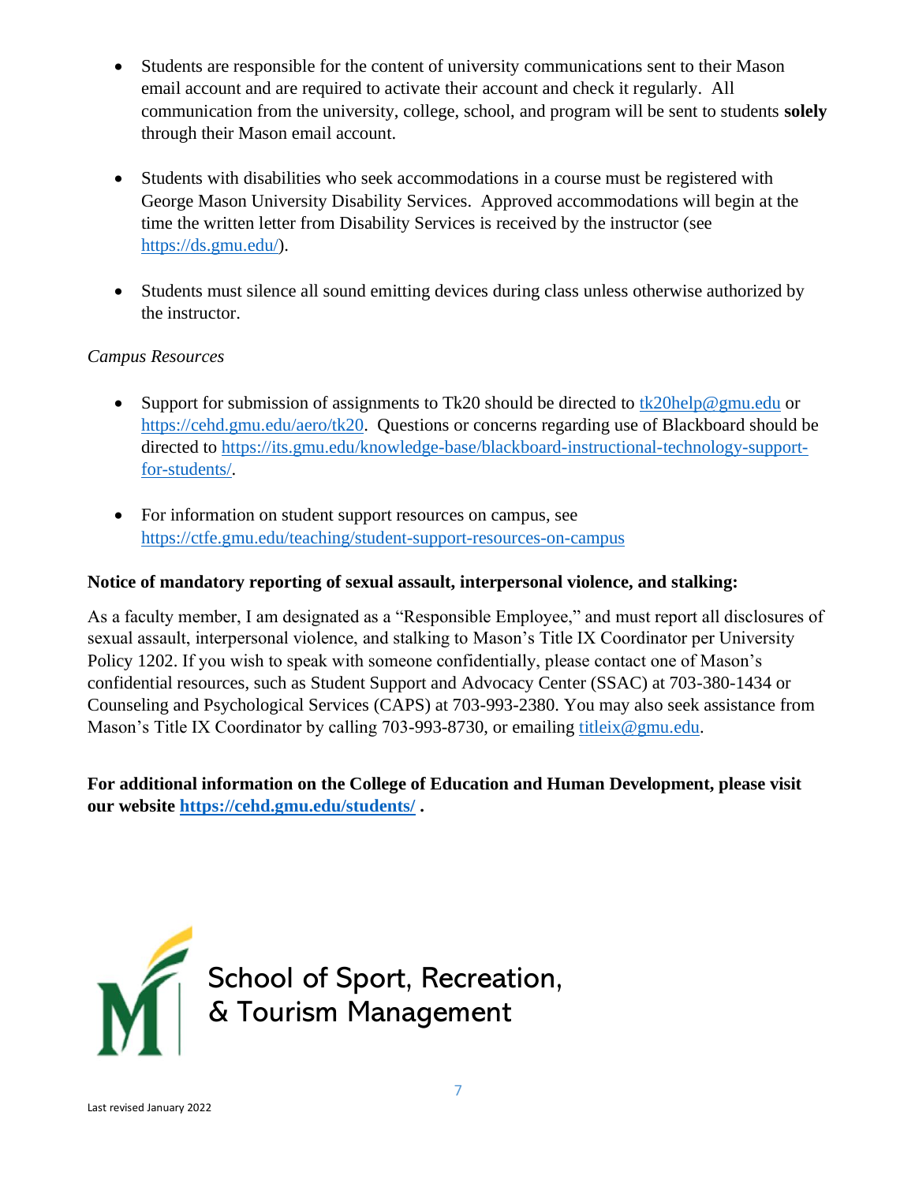- Students are responsible for the content of university communications sent to their Mason email account and are required to activate their account and check it regularly. All communication from the university, college, school, and program will be sent to students **solely** through their Mason email account.

- Students with disabilities who seek accommodations in a course must be registered with George Mason University Disability Services. Approved accommodations will begin at the time the written letter from Disability Services is received by the instructor (see https://ds.gmu.edu/).

- Students must silence all sound emitting devices during class unless otherwise authorized by the instructor.

*Campus Resources*

- Support for submission of assignments to Tk20 should be directed to tk20help@gmu.edu or https://cehd.gmu.edu/aero/tk20. Questions or concerns regarding use of Blackboard should be directed to https://its.gmu.edu/knowledge-base/blackboard-instructional-technology-support-for-students/.

- For information on student support resources on campus, see https://ctfe.gmu.edu/teaching/student-support-resources-on-campus

**Notice of mandatory reporting of sexual assault, interpersonal violence, and stalking:**

As a faculty member, I am designated as a "Responsible Employee," and must report all disclosures of sexual assault, interpersonal violence, and stalking to Mason's Title IX Coordinator per University Policy 1202. If you wish to speak with someone confidentially, please contact one of Mason's confidential resources, such as Student Support and Advocacy Center (SSAC) at 703-380-1434 or Counseling and Psychological Services (CAPS) at 703-993-2380. You may also seek assistance from Mason's Title IX Coordinator by calling 703-993-8730, or emailing titleix@gmu.edu.

**For additional information on the College of Education and Human Development, please visit our website https://cehd.gmu.edu/students/ .**

School of Sport, Recreation, & Tourism Management

Last revised January 2022